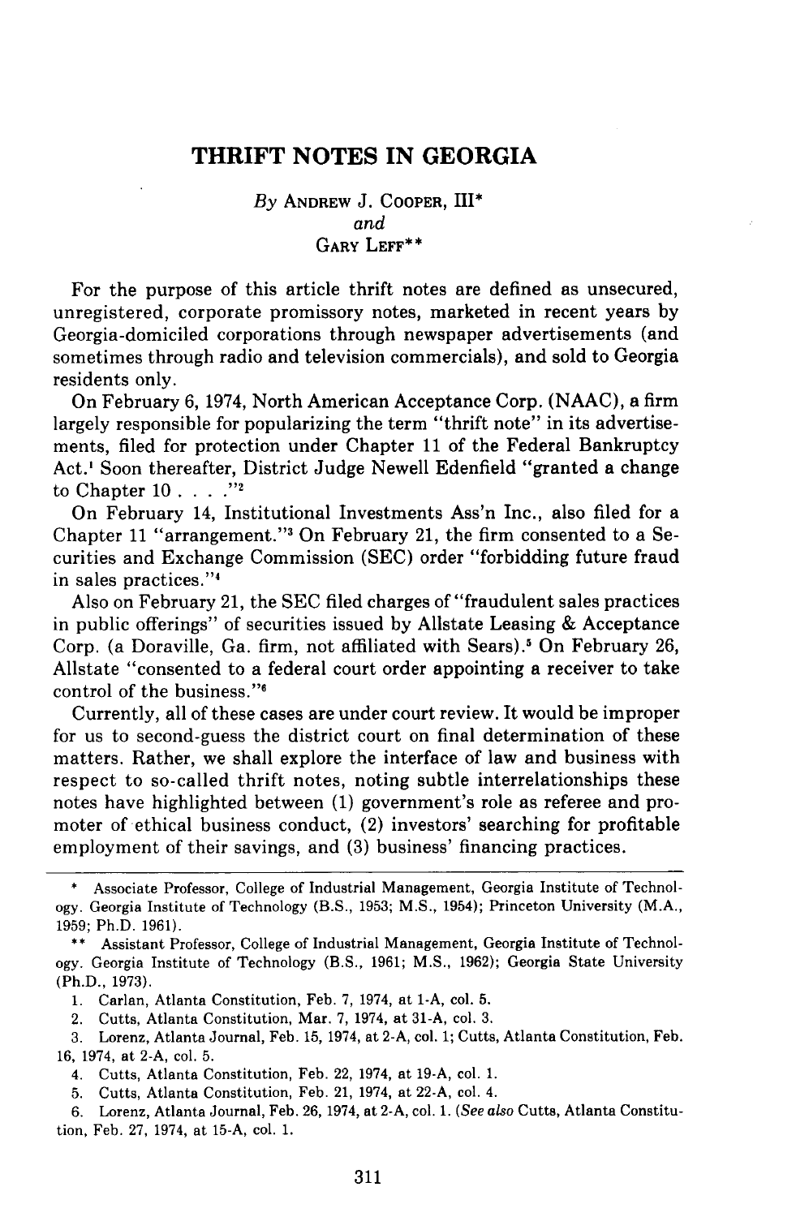# THRIFT NOTES IN GEORGIA

*By* ANDREW J. COOPER, III*
*and*
GARY LEFF**

For the purpose of this article thrift notes are defined as unsecured, unregistered, corporate promissory notes, marketed in recent years by Georgia-domiciled corporations through newspaper advertisements (and sometimes through radio and television commercials), and sold to Georgia residents only.

On February 6, 1974, North American Acceptance Corp. (NAAC), a firm largely responsible for popularizing the term "thrift note" in its advertisements, filed for protection under Chapter 11 of the Federal Bankruptcy Act.[1] Soon thereafter, District Judge Newell Edenfield "granted a change to Chapter 10 . . . ."[2]

On February 14, Institutional Investments Ass'n Inc., also filed for a Chapter 11 "arrangement."[3] On February 21, the firm consented to a Securities and Exchange Commission (SEC) order "forbidding future fraud in sales practices."[4]

Also on February 21, the SEC filed charges of "fraudulent sales practices in public offerings" of securities issued by Allstate Leasing & Acceptance Corp. (a Doraville, Ga. firm, not affiliated with Sears).[5] On February 26, Allstate "consented to a federal court order appointing a receiver to take control of the business."[6]

Currently, all of these cases are under court review. It would be improper for us to second-guess the district court on final determination of these matters. Rather, we shall explore the interface of law and business with respect to so-called thrift notes, noting subtle interrelationships these notes have highlighted between (1) government's role as referee and promoter of ethical business conduct, (2) investors' searching for profitable employment of their savings, and (3) business' financing practices.

---

\* Associate Professor, College of Industrial Management, Georgia Institute of Technology. Georgia Institute of Technology (B.S., 1953; M.S., 1954); Princeton University (M.A., 1959; Ph.D. 1961).

\*\* Assistant Professor, College of Industrial Management, Georgia Institute of Technology. Georgia Institute of Technology (B.S., 1961; M.S., 1962); Georgia State University (Ph.D., 1973).

1. Carlan, Atlanta Constitution, Feb. 7, 1974, at 1-A, col. 5.
2. Cutts, Atlanta Constitution, Mar. 7, 1974, at 31-A, col. 3.
3. Lorenz, Atlanta Journal, Feb. 15, 1974, at 2-A, col. 1; Cutts, Atlanta Constitution, Feb. 16, 1974, at 2-A, col. 5.
4. Cutts, Atlanta Constitution, Feb. 22, 1974, at 19-A, col. 1.
5. Cutts, Atlanta Constitution, Feb. 21, 1974, at 22-A, col. 4.
6. Lorenz, Atlanta Journal, Feb. 26, 1974, at 2-A, col. 1. (*See also* Cutts, Atlanta Constitution, Feb. 27, 1974, at 15-A, col. 1.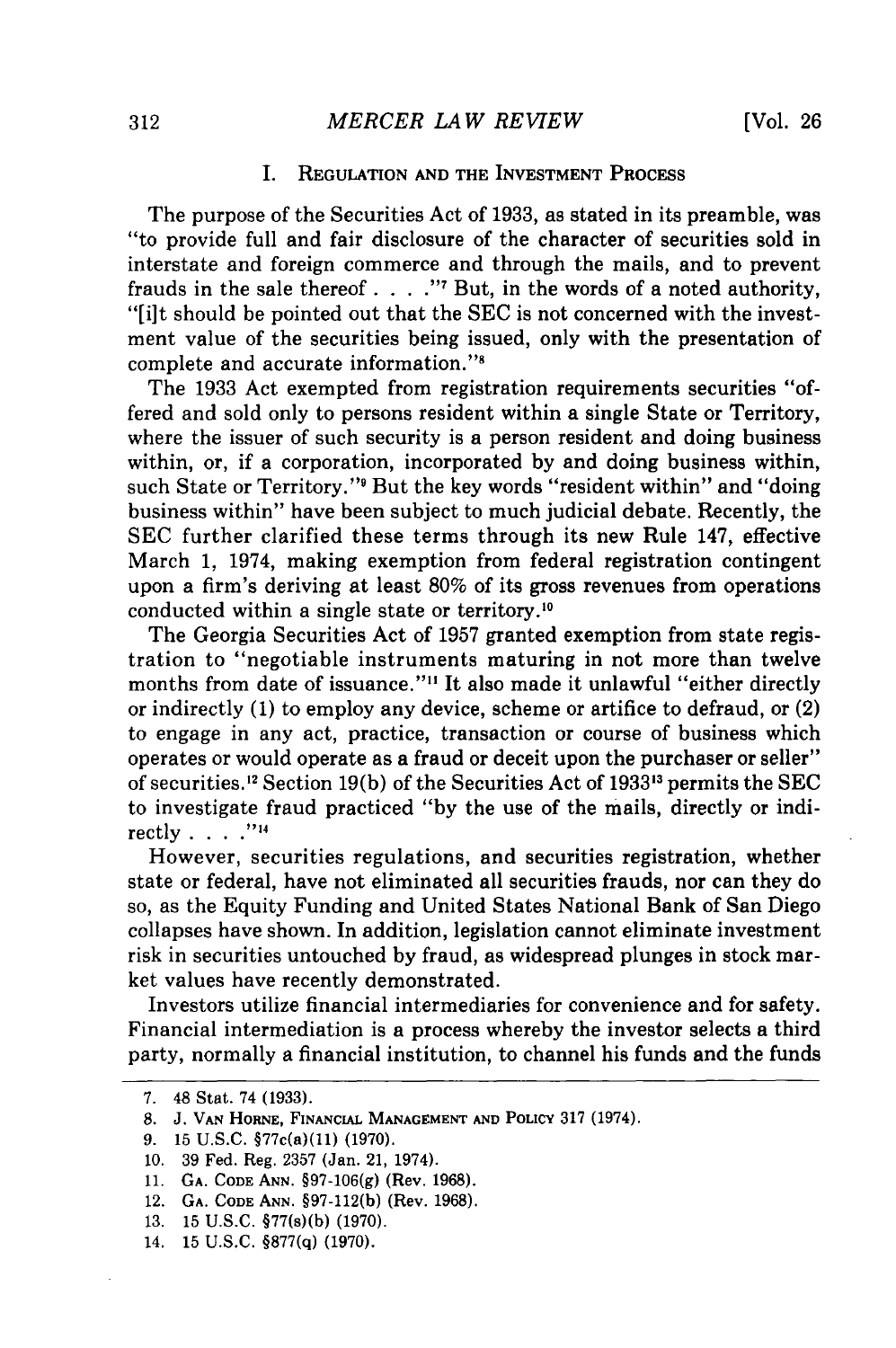## I. Regulation and the Investment Process

The purpose of the Securities Act of 1933, as stated in its preamble, was "to provide full and fair disclosure of the character of securities sold in interstate and foreign commerce and through the mails, and to prevent frauds in the sale thereof . . . ."[7] But, in the words of a noted authority, "[i]t should be pointed out that the SEC is not concerned with the investment value of the securities being issued, only with the presentation of complete and accurate information."[8]

The 1933 Act exempted from registration requirements securities "offered and sold only to persons resident within a single State or Territory, where the issuer of such security is a person resident and doing business within, or, if a corporation, incorporated by and doing business within, such State or Territory."[9] But the key words "resident within" and "doing business within" have been subject to much judicial debate. Recently, the SEC further clarified these terms through its new Rule 147, effective March 1, 1974, making exemption from federal registration contingent upon a firm's deriving at least 80% of its gross revenues from operations conducted within a single state or territory.[10]

The Georgia Securities Act of 1957 granted exemption from state registration to "negotiable instruments maturing in not more than twelve months from date of issuance."[11] It also made it unlawful "either directly or indirectly (1) to employ any device, scheme or artifice to defraud, or (2) to engage in any act, practice, transaction or course of business which operates or would operate as a fraud or deceit upon the purchaser or seller" of securities.[12] Section 19(b) of the Securities Act of 1933[13] permits the SEC to investigate fraud practiced "by the use of the mails, directly or indirectly . . . ."[14]

However, securities regulations, and securities registration, whether state or federal, have not eliminated all securities frauds, nor can they do so, as the Equity Funding and United States National Bank of San Diego collapses have shown. In addition, legislation cannot eliminate investment risk in securities untouched by fraud, as widespread plunges in stock market values have recently demonstrated.

Investors utilize financial intermediaries for convenience and for safety. Financial intermediation is a process whereby the investor selects a third party, normally a financial institution, to channel his funds and the funds

---

7. 48 Stat. 74 (1933).
8. J. Van Horne, Financial Management and Policy 317 (1974).
9. 15 U.S.C. §77c(a)(11) (1970).
10. 39 Fed. Reg. 2357 (Jan. 21, 1974).
11. Ga. Code Ann. §97-106(g) (Rev. 1968).
12. Ga. Code Ann. §97-112(b) (Rev. 1968).
13. 15 U.S.C. §77(s)(b) (1970).
14. 15 U.S.C. §877(q) (1970).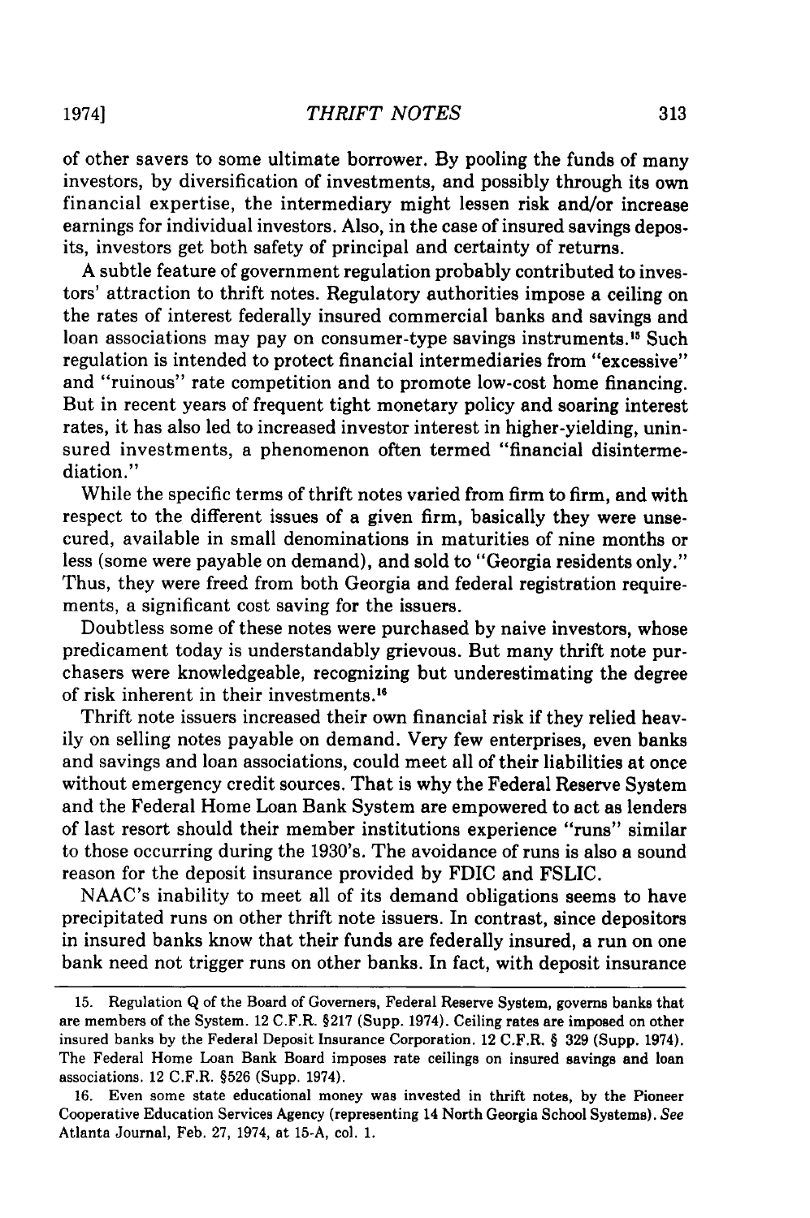of other savers to some ultimate borrower. By pooling the funds of many investors, by diversification of investments, and possibly through its own financial expertise, the intermediary might lessen risk and/or increase earnings for individual investors. Also, in the case of insured savings deposits, investors get both safety of principal and certainty of returns.

A subtle feature of government regulation probably contributed to investors' attraction to thrift notes. Regulatory authorities impose a ceiling on the rates of interest federally insured commercial banks and savings and loan associations may pay on consumer-type savings instruments.[15] Such regulation is intended to protect financial intermediaries from "excessive" and "ruinous" rate competition and to promote low-cost home financing. But in recent years of frequent tight monetary policy and soaring interest rates, it has also led to increased investor interest in higher-yielding, uninsured investments, a phenomenon often termed "financial disintermediation."

While the specific terms of thrift notes varied from firm to firm, and with respect to the different issues of a given firm, basically they were unsecured, available in small denominations in maturities of nine months or less (some were payable on demand), and sold to "Georgia residents only." Thus, they were freed from both Georgia and federal registration requirements, a significant cost saving for the issuers.

Doubtless some of these notes were purchased by naive investors, whose predicament today is understandably grievous. But many thrift note purchasers were knowledgeable, recognizing but underestimating the degree of risk inherent in their investments.[16]

Thrift note issuers increased their own financial risk if they relied heavily on selling notes payable on demand. Very few enterprises, even banks and savings and loan associations, could meet all of their liabilities at once without emergency credit sources. That is why the Federal Reserve System and the Federal Home Loan Bank System are empowered to act as lenders of last resort should their member institutions experience "runs" similar to those occurring during the 1930's. The avoidance of runs is also a sound reason for the deposit insurance provided by FDIC and FSLIC.

NAAC's inability to meet all of its demand obligations seems to have precipitated runs on other thrift note issuers. In contrast, since depositors in insured banks know that their funds are federally insured, a run on one bank need not trigger runs on other banks. In fact, with deposit insurance

---

15. Regulation Q of the Board of Governers, Federal Reserve System, governs banks that are members of the System. 12 C.F.R. §217 (Supp. 1974). Ceiling rates are imposed on other insured banks by the Federal Deposit Insurance Corporation. 12 C.F.R. § 329 (Supp. 1974). The Federal Home Loan Bank Board imposes rate ceilings on insured savings and loan associations. 12 C.F.R. §526 (Supp. 1974).

16. Even some state educational money was invested in thrift notes, by the Pioneer Cooperative Education Services Agency (representing 14 North Georgia School Systems). *See* Atlanta Journal, Feb. 27, 1974, at 15-A, col. 1.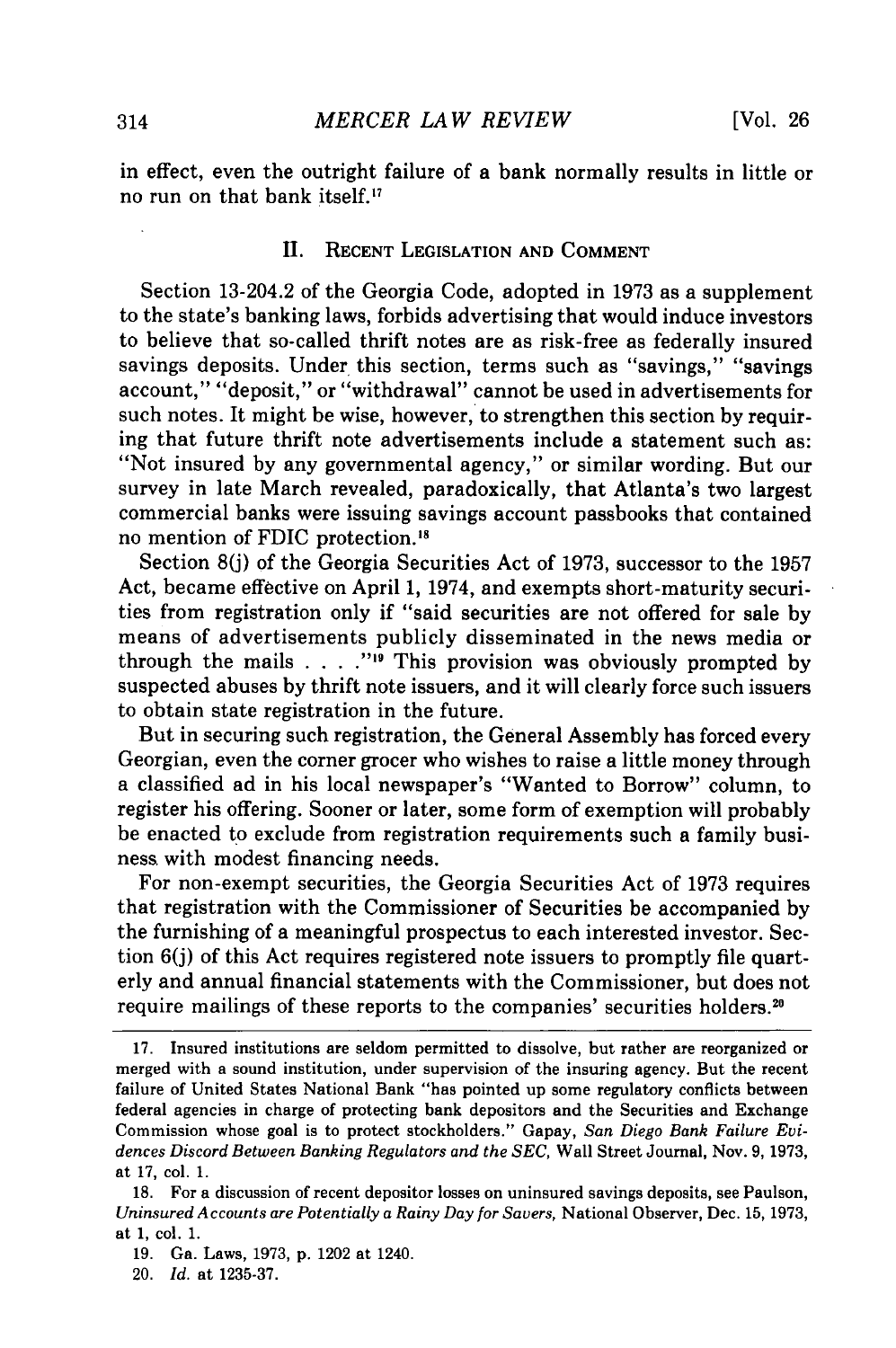in effect, even the outright failure of a bank normally results in little or no run on that bank itself.[17]

## II. RECENT LEGISLATION AND COMMENT

Section 13-204.2 of the Georgia Code, adopted in 1973 as a supplement to the state's banking laws, forbids advertising that would induce investors to believe that so-called thrift notes are as risk-free as federally insured savings deposits. Under this section, terms such as "savings," "savings account," "deposit," or "withdrawal" cannot be used in advertisements for such notes. It might be wise, however, to strengthen this section by requiring that future thrift note advertisements include a statement such as: "Not insured by any governmental agency," or similar wording. But our survey in late March revealed, paradoxically, that Atlanta's two largest commercial banks were issuing savings account passbooks that contained no mention of FDIC protection.[18]

Section 8(j) of the Georgia Securities Act of 1973, successor to the 1957 Act, became effective on April 1, 1974, and exempts short-maturity securities from registration only if "said securities are not offered for sale by means of advertisements publicly disseminated in the news media or through the mails . . . ."[19] This provision was obviously prompted by suspected abuses by thrift note issuers, and it will clearly force such issuers to obtain state registration in the future.

But in securing such registration, the General Assembly has forced every Georgian, even the corner grocer who wishes to raise a little money through a classified ad in his local newspaper's "Wanted to Borrow" column, to register his offering. Sooner or later, some form of exemption will probably be enacted to exclude from registration requirements such a family business with modest financing needs.

For non-exempt securities, the Georgia Securities Act of 1973 requires that registration with the Commissioner of Securities be accompanied by the furnishing of a meaningful prospectus to each interested investor. Section 6(j) of this Act requires registered note issuers to promptly file quarterly and annual financial statements with the Commissioner, but does not require mailings of these reports to the companies' securities holders.[20]

---

17. Insured institutions are seldom permitted to dissolve, but rather are reorganized or merged with a sound institution, under supervision of the insuring agency. But the recent failure of United States National Bank "has pointed up some regulatory conflicts between federal agencies in charge of protecting bank depositors and the Securities and Exchange Commission whose goal is to protect stockholders." Gapay, *San Diego Bank Failure Evidences Discord Between Banking Regulators and the SEC*, Wall Street Journal, Nov. 9, 1973, at 17, col. 1.

18. For a discussion of recent depositor losses on uninsured savings deposits, see Paulson, *Uninsured Accounts are Potentially a Rainy Day for Savers*, National Observer, Dec. 15, 1973, at 1, col. 1.

19. Ga. Laws, 1973, p. 1202 at 1240.

20. *Id.* at 1235-37.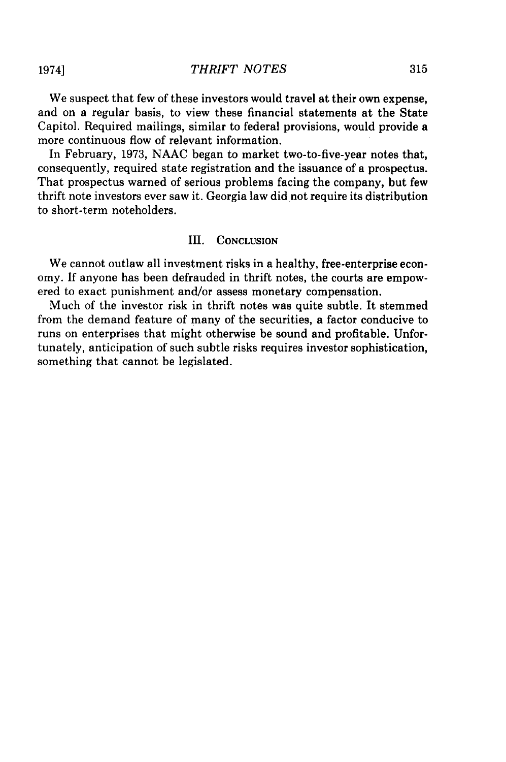We suspect that few of these investors would travel at their own expense, and on a regular basis, to view these financial statements at the State Capitol. Required mailings, similar to federal provisions, would provide a more continuous flow of relevant information.

In February, 1973, NAAC began to market two-to-five-year notes that, consequently, required state registration and the issuance of a prospectus. That prospectus warned of serious problems facing the company, but few thrift note investors ever saw it. Georgia law did not require its distribution to short-term noteholders.

## III. Conclusion

We cannot outlaw all investment risks in a healthy, free-enterprise economy. If anyone has been defrauded in thrift notes, the courts are empowered to exact punishment and/or assess monetary compensation.

Much of the investor risk in thrift notes was quite subtle. It stemmed from the demand feature of many of the securities, a factor conducive to runs on enterprises that might otherwise be sound and profitable. Unfortunately, anticipation of such subtle risks requires investor sophistication, something that cannot be legislated.